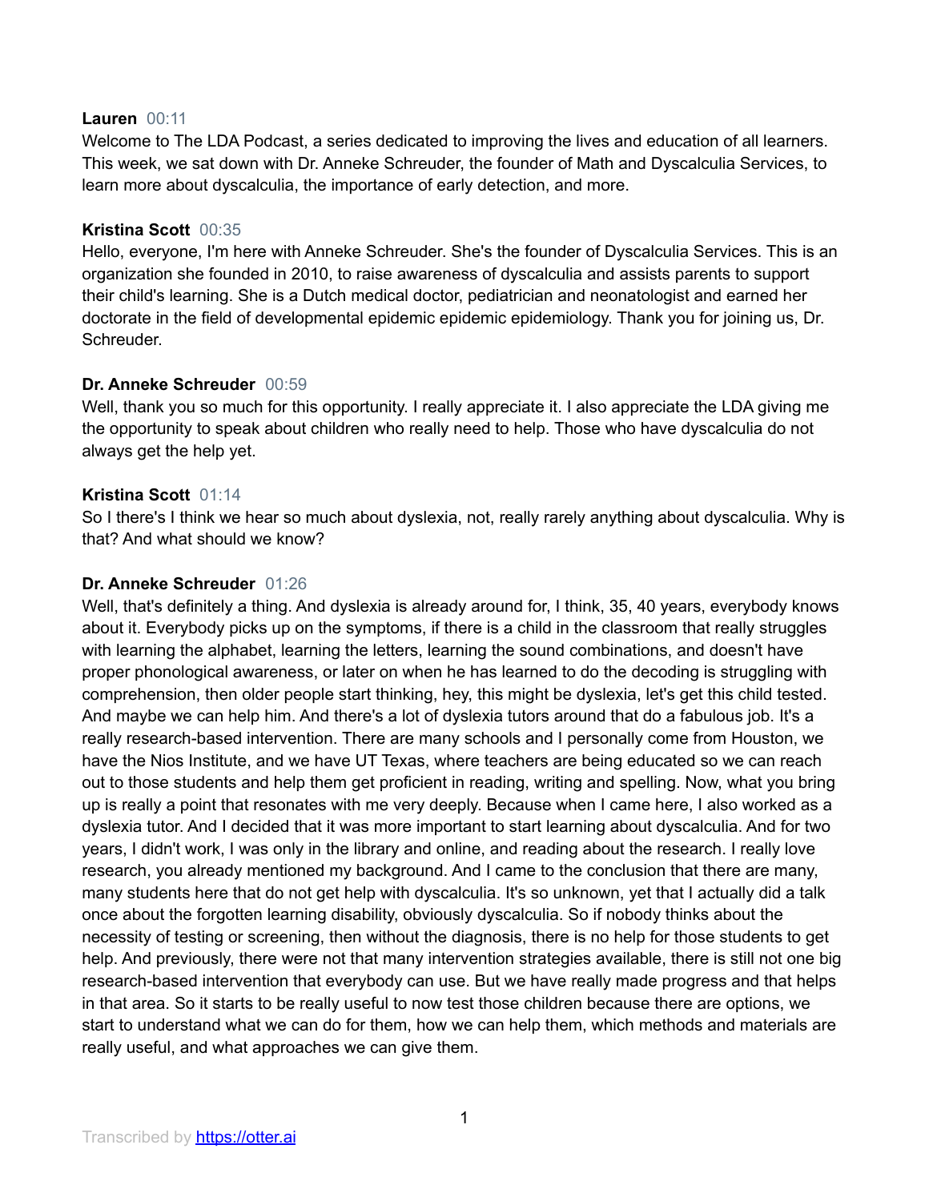**Lauren** 00:11
Welcome to The LDA Podcast, a series dedicated to improving the lives and education of all learners. This week, we sat down with Dr. Anneke Schreuder, the founder of Math and Dyscalculia Services, to learn more about dyscalculia, the importance of early detection, and more.

**Kristina Scott** 00:35
Hello, everyone, I'm here with Anneke Schreuder. She's the founder of Dyscalculia Services. This is an organization she founded in 2010, to raise awareness of dyscalculia and assists parents to support their child's learning. She is a Dutch medical doctor, pediatrician and neonatologist and earned her doctorate in the field of developmental epidemic epidemic epidemiology. Thank you for joining us, Dr. Schreuder.

**Dr. Anneke Schreuder** 00:59
Well, thank you so much for this opportunity. I really appreciate it. I also appreciate the LDA giving me the opportunity to speak about children who really need to help. Those who have dyscalculia do not always get the help yet.

**Kristina Scott** 01:14
So I there's I think we hear so much about dyslexia, not, really rarely anything about dyscalculia. Why is that? And what should we know?

**Dr. Anneke Schreuder** 01:26
Well, that's definitely a thing. And dyslexia is already around for, I think, 35, 40 years, everybody knows about it. Everybody picks up on the symptoms, if there is a child in the classroom that really struggles with learning the alphabet, learning the letters, learning the sound combinations, and doesn't have proper phonological awareness, or later on when he has learned to do the decoding is struggling with comprehension, then older people start thinking, hey, this might be dyslexia, let's get this child tested. And maybe we can help him. And there's a lot of dyslexia tutors around that do a fabulous job. It's a really research-based intervention. There are many schools and I personally come from Houston, we have the Nios Institute, and we have UT Texas, where teachers are being educated so we can reach out to those students and help them get proficient in reading, writing and spelling. Now, what you bring up is really a point that resonates with me very deeply. Because when I came here, I also worked as a dyslexia tutor. And I decided that it was more important to start learning about dyscalculia. And for two years, I didn't work, I was only in the library and online, and reading about the research. I really love research, you already mentioned my background. And I came to the conclusion that there are many, many students here that do not get help with dyscalculia. It's so unknown, yet that I actually did a talk once about the forgotten learning disability, obviously dyscalculia. So if nobody thinks about the necessity of testing or screening, then without the diagnosis, there is no help for those students to get help. And previously, there were not that many intervention strategies available, there is still not one big research-based intervention that everybody can use. But we have really made progress and that helps in that area. So it starts to be really useful to now test those children because there are options, we start to understand what we can do for them, how we can help them, which methods and materials are really useful, and what approaches we can give them.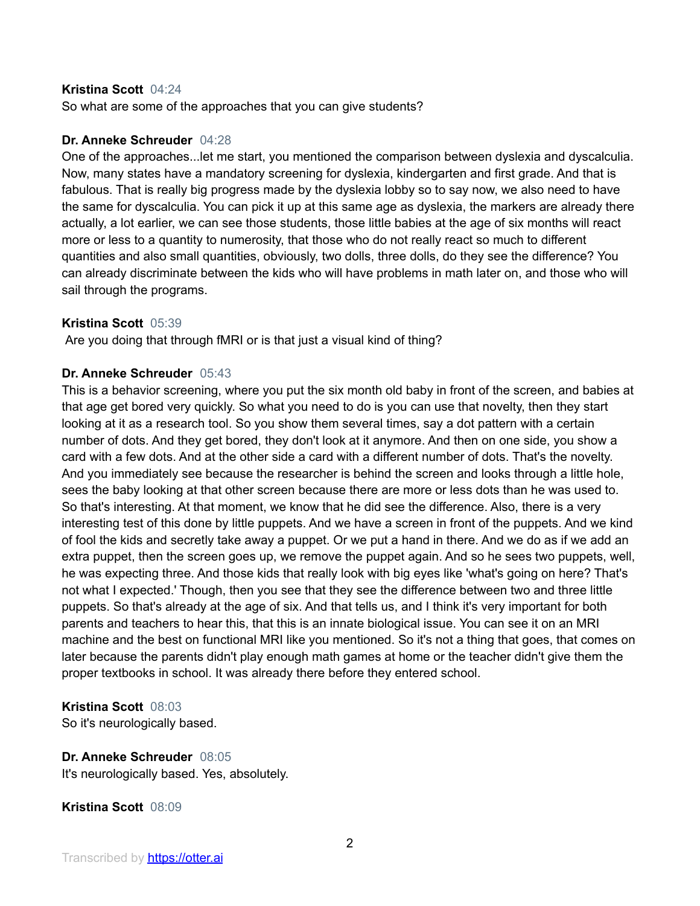**Kristina Scott** 04:24
So what are some of the approaches that you can give students?

**Dr. Anneke Schreuder** 04:28
One of the approaches...let me start, you mentioned the comparison between dyslexia and dyscalculia. Now, many states have a mandatory screening for dyslexia, kindergarten and first grade. And that is fabulous. That is really big progress made by the dyslexia lobby so to say now, we also need to have the same for dyscalculia. You can pick it up at this same age as dyslexia, the markers are already there actually, a lot earlier, we can see those students, those little babies at the age of six months will react more or less to a quantity to numerosity, that those who do not really react so much to different quantities and also small quantities, obviously, two dolls, three dolls, do they see the difference? You can already discriminate between the kids who will have problems in math later on, and those who will sail through the programs.

**Kristina Scott** 05:39
Are you doing that through fMRI or is that just a visual kind of thing?

**Dr. Anneke Schreuder** 05:43
This is a behavior screening, where you put the six month old baby in front of the screen, and babies at that age get bored very quickly. So what you need to do is you can use that novelty, then they start looking at it as a research tool. So you show them several times, say a dot pattern with a certain number of dots. And they get bored, they don't look at it anymore. And then on one side, you show a card with a few dots. And at the other side a card with a different number of dots. That's the novelty. And you immediately see because the researcher is behind the screen and looks through a little hole, sees the baby looking at that other screen because there are more or less dots than he was used to. So that's interesting. At that moment, we know that he did see the difference. Also, there is a very interesting test of this done by little puppets. And we have a screen in front of the puppets. And we kind of fool the kids and secretly take away a puppet. Or we put a hand in there. And we do as if we add an extra puppet, then the screen goes up, we remove the puppet again. And so he sees two puppets, well, he was expecting three. And those kids that really look with big eyes like 'what's going on here? That's not what I expected.' Though, then you see that they see the difference between two and three little puppets. So that's already at the age of six. And that tells us, and I think it's very important for both parents and teachers to hear this, that this is an innate biological issue. You can see it on an MRI machine and the best on functional MRI like you mentioned. So it's not a thing that goes, that comes on later because the parents didn't play enough math games at home or the teacher didn't give them the proper textbooks in school. It was already there before they entered school.

**Kristina Scott** 08:03
So it's neurologically based.

**Dr. Anneke Schreuder** 08:05
It's neurologically based. Yes, absolutely.

**Kristina Scott** 08:09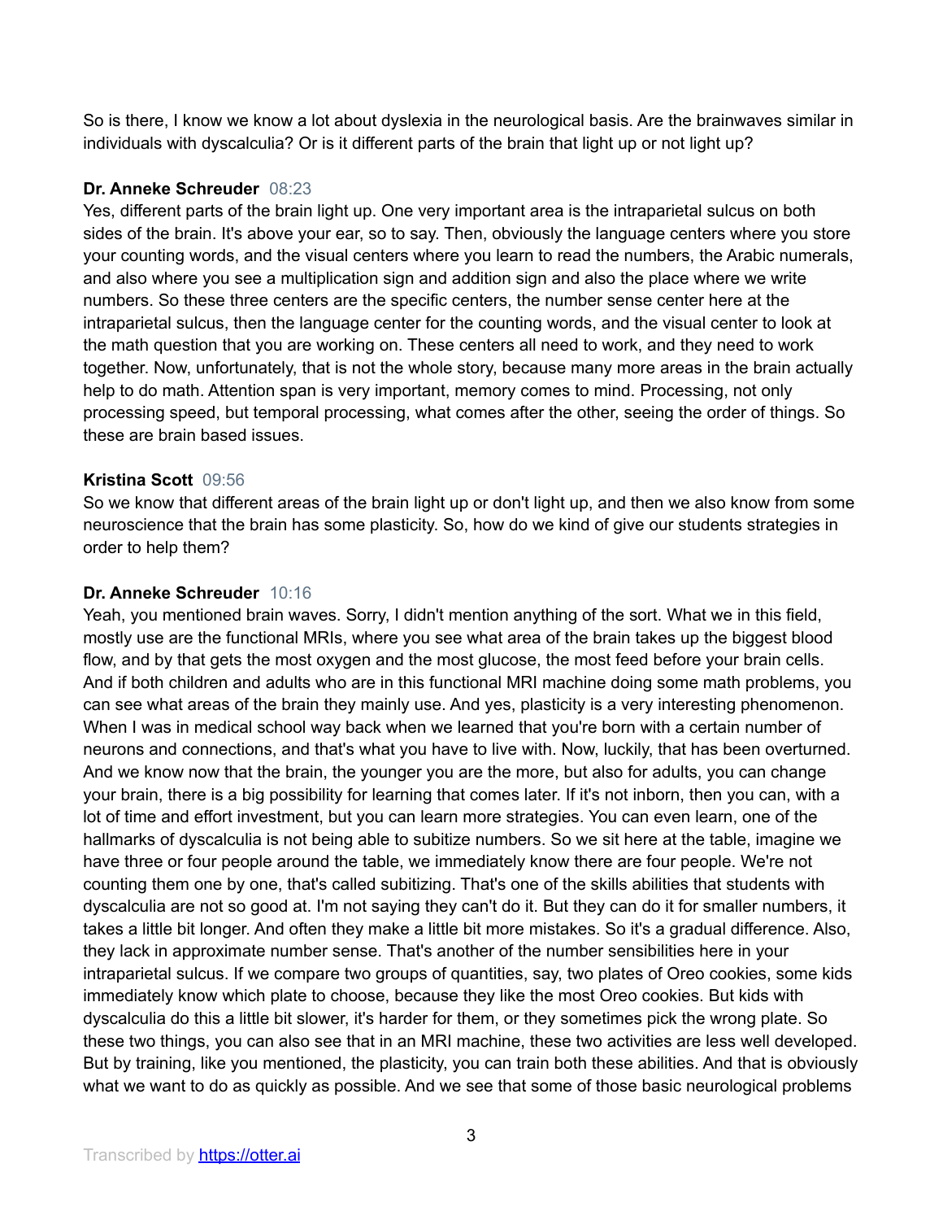So is there, I know we know a lot about dyslexia in the neurological basis. Are the brainwaves similar in individuals with dyscalculia? Or is it different parts of the brain that light up or not light up?

**Dr. Anneke Schreuder** 08:23
Yes, different parts of the brain light up. One very important area is the intraparietal sulcus on both sides of the brain. It's above your ear, so to say. Then, obviously the language centers where you store your counting words, and the visual centers where you learn to read the numbers, the Arabic numerals, and also where you see a multiplication sign and addition sign and also the place where we write numbers. So these three centers are the specific centers, the number sense center here at the intraparietal sulcus, then the language center for the counting words, and the visual center to look at the math question that you are working on. These centers all need to work, and they need to work together. Now, unfortunately, that is not the whole story, because many more areas in the brain actually help to do math. Attention span is very important, memory comes to mind. Processing, not only processing speed, but temporal processing, what comes after the other, seeing the order of things. So these are brain based issues.

**Kristina Scott** 09:56
So we know that different areas of the brain light up or don't light up, and then we also know from some neuroscience that the brain has some plasticity. So, how do we kind of give our students strategies in order to help them?

**Dr. Anneke Schreuder** 10:16
Yeah, you mentioned brain waves. Sorry, I didn't mention anything of the sort. What we in this field, mostly use are the functional MRIs, where you see what area of the brain takes up the biggest blood flow, and by that gets the most oxygen and the most glucose, the most feed before your brain cells. And if both children and adults who are in this functional MRI machine doing some math problems, you can see what areas of the brain they mainly use. And yes, plasticity is a very interesting phenomenon. When I was in medical school way back when we learned that you're born with a certain number of neurons and connections, and that's what you have to live with. Now, luckily, that has been overturned. And we know now that the brain, the younger you are the more, but also for adults, you can change your brain, there is a big possibility for learning that comes later. If it's not inborn, then you can, with a lot of time and effort investment, but you can learn more strategies. You can even learn, one of the hallmarks of dyscalculia is not being able to subitize numbers. So we sit here at the table, imagine we have three or four people around the table, we immediately know there are four people. We're not counting them one by one, that's called subitizing. That's one of the skills abilities that students with dyscalculia are not so good at. I'm not saying they can't do it. But they can do it for smaller numbers, it takes a little bit longer. And often they make a little bit more mistakes. So it's a gradual difference. Also, they lack in approximate number sense. That's another of the number sensibilities here in your intraparietal sulcus. If we compare two groups of quantities, say, two plates of Oreo cookies, some kids immediately know which plate to choose, because they like the most Oreo cookies. But kids with dyscalculia do this a little bit slower, it's harder for them, or they sometimes pick the wrong plate. So these two things, you can also see that in an MRI machine, these two activities are less well developed. But by training, like you mentioned, the plasticity, you can train both these abilities. And that is obviously what we want to do as quickly as possible. And we see that some of those basic neurological problems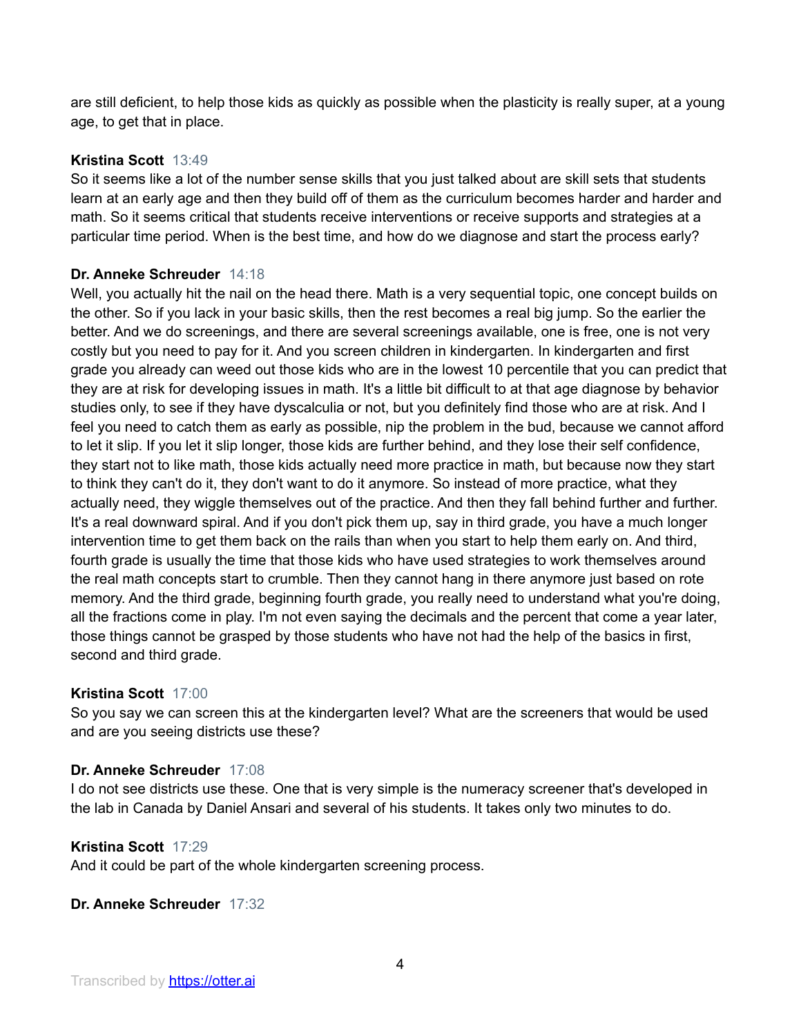are still deficient, to help those kids as quickly as possible when the plasticity is really super, at a young age, to get that in place.

**Kristina Scott** 13:49
So it seems like a lot of the number sense skills that you just talked about are skill sets that students learn at an early age and then they build off of them as the curriculum becomes harder and harder and math. So it seems critical that students receive interventions or receive supports and strategies at a particular time period. When is the best time, and how do we diagnose and start the process early?

**Dr. Anneke Schreuder** 14:18
Well, you actually hit the nail on the head there. Math is a very sequential topic, one concept builds on the other. So if you lack in your basic skills, then the rest becomes a real big jump. So the earlier the better. And we do screenings, and there are several screenings available, one is free, one is not very costly but you need to pay for it. And you screen children in kindergarten. In kindergarten and first grade you already can weed out those kids who are in the lowest 10 percentile that you can predict that they are at risk for developing issues in math. It's a little bit difficult to at that age diagnose by behavior studies only, to see if they have dyscalculia or not, but you definitely find those who are at risk. And I feel you need to catch them as early as possible, nip the problem in the bud, because we cannot afford to let it slip. If you let it slip longer, those kids are further behind, and they lose their self confidence, they start not to like math, those kids actually need more practice in math, but because now they start to think they can't do it, they don't want to do it anymore. So instead of more practice, what they actually need, they wiggle themselves out of the practice. And then they fall behind further and further. It's a real downward spiral. And if you don't pick them up, say in third grade, you have a much longer intervention time to get them back on the rails than when you start to help them early on. And third, fourth grade is usually the time that those kids who have used strategies to work themselves around the real math concepts start to crumble. Then they cannot hang in there anymore just based on rote memory. And the third grade, beginning fourth grade, you really need to understand what you're doing, all the fractions come in play. I'm not even saying the decimals and the percent that come a year later, those things cannot be grasped by those students who have not had the help of the basics in first, second and third grade.

**Kristina Scott** 17:00
So you say we can screen this at the kindergarten level? What are the screeners that would be used and are you seeing districts use these?

**Dr. Anneke Schreuder** 17:08
I do not see districts use these. One that is very simple is the numeracy screener that's developed in the lab in Canada by Daniel Ansari and several of his students. It takes only two minutes to do.

**Kristina Scott** 17:29
And it could be part of the whole kindergarten screening process.

**Dr. Anneke Schreuder** 17:32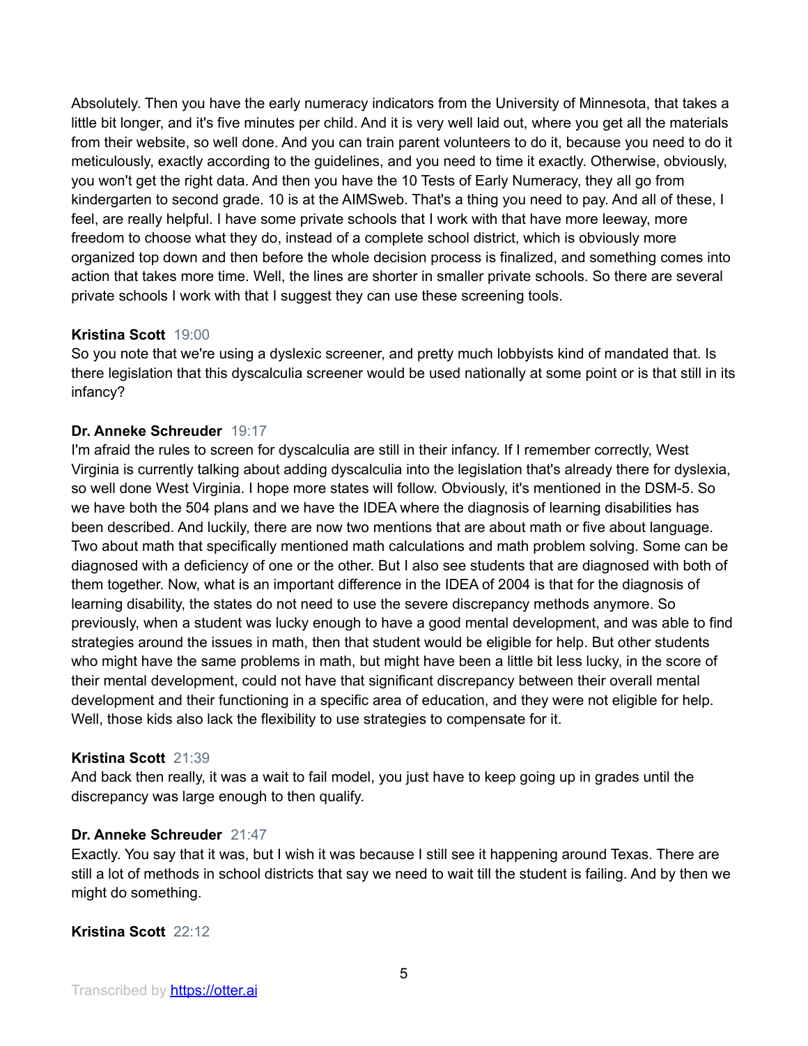Absolutely. Then you have the early numeracy indicators from the University of Minnesota, that takes a little bit longer, and it's five minutes per child. And it is very well laid out, where you get all the materials from their website, so well done. And you can train parent volunteers to do it, because you need to do it meticulously, exactly according to the guidelines, and you need to time it exactly. Otherwise, obviously, you won't get the right data. And then you have the 10 Tests of Early Numeracy, they all go from kindergarten to second grade. 10 is at the AIMSweb. That's a thing you need to pay. And all of these, I feel, are really helpful. I have some private schools that I work with that have more leeway, more freedom to choose what they do, instead of a complete school district, which is obviously more organized top down and then before the whole decision process is finalized, and something comes into action that takes more time. Well, the lines are shorter in smaller private schools. So there are several private schools I work with that I suggest they can use these screening tools.

**Kristina Scott** 19:00
So you note that we're using a dyslexic screener, and pretty much lobbyists kind of mandated that. Is there legislation that this dyscalculia screener would be used nationally at some point or is that still in its infancy?

**Dr. Anneke Schreuder** 19:17
I'm afraid the rules to screen for dyscalculia are still in their infancy. If I remember correctly, West Virginia is currently talking about adding dyscalculia into the legislation that's already there for dyslexia, so well done West Virginia. I hope more states will follow. Obviously, it's mentioned in the DSM-5. So we have both the 504 plans and we have the IDEA where the diagnosis of learning disabilities has been described. And luckily, there are now two mentions that are about math or five about language. Two about math that specifically mentioned math calculations and math problem solving. Some can be diagnosed with a deficiency of one or the other. But I also see students that are diagnosed with both of them together. Now, what is an important difference in the IDEA of 2004 is that for the diagnosis of learning disability, the states do not need to use the severe discrepancy methods anymore. So previously, when a student was lucky enough to have a good mental development, and was able to find strategies around the issues in math, then that student would be eligible for help. But other students who might have the same problems in math, but might have been a little bit less lucky, in the score of their mental development, could not have that significant discrepancy between their overall mental development and their functioning in a specific area of education, and they were not eligible for help. Well, those kids also lack the flexibility to use strategies to compensate for it.

**Kristina Scott** 21:39
And back then really, it was a wait to fail model, you just have to keep going up in grades until the discrepancy was large enough to then qualify.

**Dr. Anneke Schreuder** 21:47
Exactly. You say that it was, but I wish it was because I still see it happening around Texas. There are still a lot of methods in school districts that say we need to wait till the student is failing. And by then we might do something.

**Kristina Scott** 22:12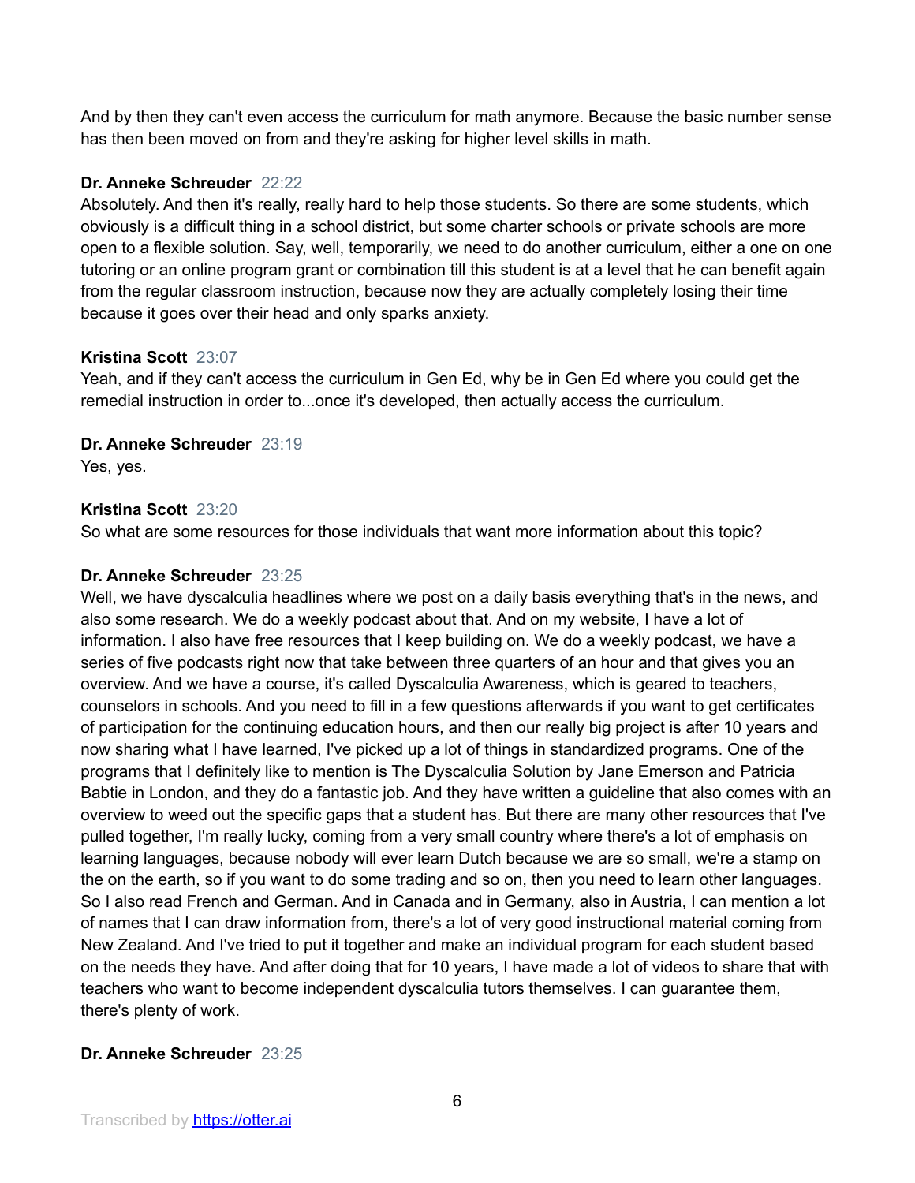And by then they can't even access the curriculum for math anymore. Because the basic number sense has then been moved on from and they're asking for higher level skills in math.

**Dr. Anneke Schreuder** 22:22
Absolutely. And then it's really, really hard to help those students. So there are some students, which obviously is a difficult thing in a school district, but some charter schools or private schools are more open to a flexible solution. Say, well, temporarily, we need to do another curriculum, either a one on one tutoring or an online program grant or combination till this student is at a level that he can benefit again from the regular classroom instruction, because now they are actually completely losing their time because it goes over their head and only sparks anxiety.

**Kristina Scott** 23:07
Yeah, and if they can't access the curriculum in Gen Ed, why be in Gen Ed where you could get the remedial instruction in order to...once it's developed, then actually access the curriculum.

**Dr. Anneke Schreuder** 23:19
Yes, yes.

**Kristina Scott** 23:20
So what are some resources for those individuals that want more information about this topic?

**Dr. Anneke Schreuder** 23:25
Well, we have dyscalculia headlines where we post on a daily basis everything that's in the news, and also some research. We do a weekly podcast about that. And on my website, I have a lot of information. I also have free resources that I keep building on. We do a weekly podcast, we have a series of five podcasts right now that take between three quarters of an hour and that gives you an overview. And we have a course, it's called Dyscalculia Awareness, which is geared to teachers, counselors in schools. And you need to fill in a few questions afterwards if you want to get certificates of participation for the continuing education hours, and then our really big project is after 10 years and now sharing what I have learned, I've picked up a lot of things in standardized programs. One of the programs that I definitely like to mention is The Dyscalculia Solution by Jane Emerson and Patricia Babtie in London, and they do a fantastic job. And they have written a guideline that also comes with an overview to weed out the specific gaps that a student has. But there are many other resources that I've pulled together, I'm really lucky, coming from a very small country where there's a lot of emphasis on learning languages, because nobody will ever learn Dutch because we are so small, we're a stamp on the on the earth, so if you want to do some trading and so on, then you need to learn other languages. So I also read French and German. And in Canada and in Germany, also in Austria, I can mention a lot of names that I can draw information from, there's a lot of very good instructional material coming from New Zealand. And I've tried to put it together and make an individual program for each student based on the needs they have. And after doing that for 10 years, I have made a lot of videos to share that with teachers who want to become independent dyscalculia tutors themselves. I can guarantee them, there's plenty of work.

**Dr. Anneke Schreuder** 23:25

Transcribed by https://otter.ai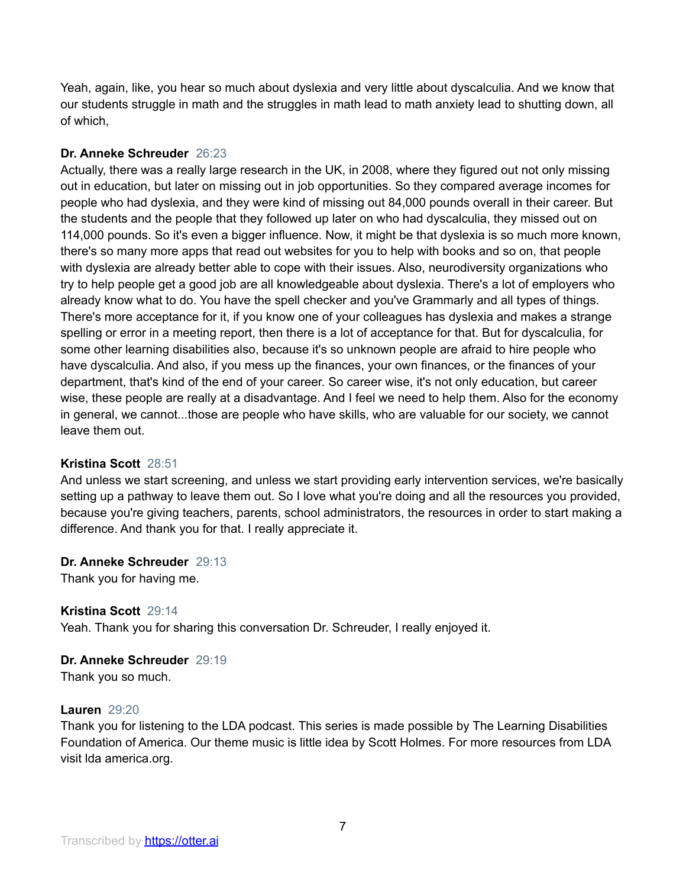Yeah, again, like, you hear so much about dyslexia and very little about dyscalculia. And we know that our students struggle in math and the struggles in math lead to math anxiety lead to shutting down, all of which,

**Dr. Anneke Schreuder** 26:23
Actually, there was a really large research in the UK, in 2008, where they figured out not only missing out in education, but later on missing out in job opportunities. So they compared average incomes for people who had dyslexia, and they were kind of missing out 84,000 pounds overall in their career. But the students and the people that they followed up later on who had dyscalculia, they missed out on 114,000 pounds. So it's even a bigger influence. Now, it might be that dyslexia is so much more known, there's so many more apps that read out websites for you to help with books and so on, that people with dyslexia are already better able to cope with their issues. Also, neurodiversity organizations who try to help people get a good job are all knowledgeable about dyslexia. There's a lot of employers who already know what to do. You have the spell checker and you've Grammarly and all types of things. There's more acceptance for it, if you know one of your colleagues has dyslexia and makes a strange spelling or error in a meeting report, then there is a lot of acceptance for that. But for dyscalculia, for some other learning disabilities also, because it's so unknown people are afraid to hire people who have dyscalculia. And also, if you mess up the finances, your own finances, or the finances of your department, that's kind of the end of your career. So career wise, it's not only education, but career wise, these people are really at a disadvantage. And I feel we need to help them. Also for the economy in general, we cannot...those are people who have skills, who are valuable for our society, we cannot leave them out.

**Kristina Scott** 28:51
And unless we start screening, and unless we start providing early intervention services, we're basically setting up a pathway to leave them out. So I love what you're doing and all the resources you provided, because you're giving teachers, parents, school administrators, the resources in order to start making a difference. And thank you for that. I really appreciate it.

**Dr. Anneke Schreuder** 29:13
Thank you for having me.

**Kristina Scott** 29:14
Yeah. Thank you for sharing this conversation Dr. Schreuder, I really enjoyed it.

**Dr. Anneke Schreuder** 29:19
Thank you so much.

**Lauren** 29:20
Thank you for listening to the LDA podcast. This series is made possible by The Learning Disabilities Foundation of America. Our theme music is little idea by Scott Holmes. For more resources from LDA visit lda america.org.

Transcribed by [https://otter.ai](https://otter.ai)